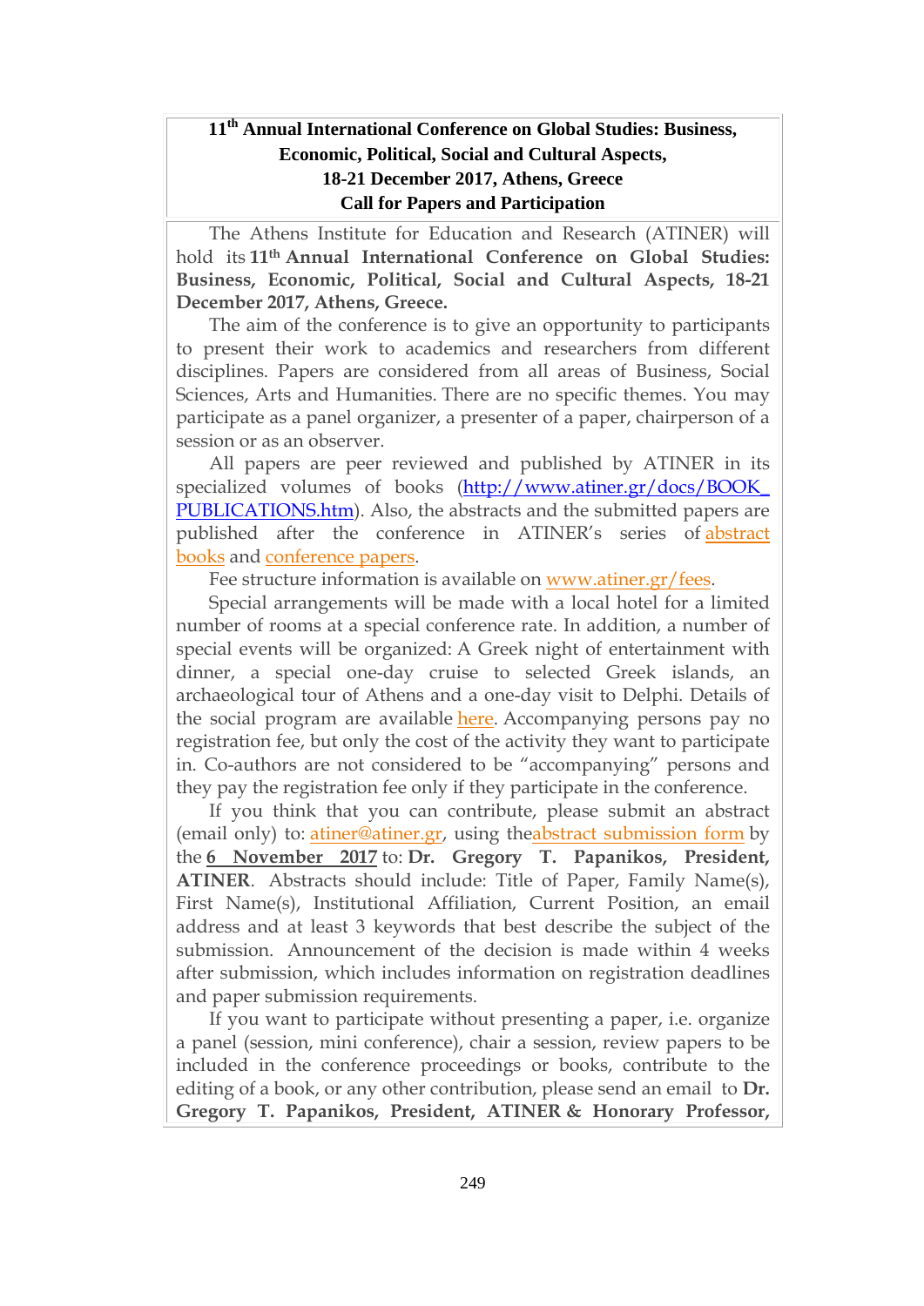**11th Annual International Conference on Global Studies: Business, Economic, Political, Social and Cultural Aspects, 18-21 December 2017, Athens, Greece Call for Papers and Participation**

The Athens Institute for Education and Research (ATINER) will hold its **11th Annual International Conference on Global Studies: Business, Economic, Political, Social and Cultural Aspects, 18-21 December 2017, Athens, Greece.**

The aim of the conference is to give an opportunity to participants to present their work to academics and researchers from different disciplines. Papers are considered from all areas of Business, Social Sciences, Arts and Humanities. There are no specific themes. You may participate as a panel organizer, a presenter of a paper, chairperson of a session or as an observer.

All papers are peer reviewed and published by ATINER in its specialized volumes of books (http://www.atiner.gr/docs/BOOK_PUBLICATIONS.htm). Also, the abstracts and the submitted papers are published after the conference in ATINER's series of abstract books and conference papers.

Fee structure information is available on www.atiner.gr/fees.

Special arrangements will be made with a local hotel for a limited number of rooms at a special conference rate. In addition, a number of special events will be organized: A Greek night of entertainment with dinner, a special one-day cruise to selected Greek islands, an archaeological tour of Athens and a one-day visit to Delphi. Details of the social program are available here. Accompanying persons pay no registration fee, but only the cost of the activity they want to participate in. Co-authors are not considered to be "accompanying" persons and they pay the registration fee only if they participate in the conference.

If you think that you can contribute, please submit an abstract (email only) to: atiner@atiner.gr, using theabstract submission form by the **6 November 2017** to: **Dr. Gregory T. Papanikos, President, ATINER**. Abstracts should include: Title of Paper, Family Name(s), First Name(s), Institutional Affiliation, Current Position, an email address and at least 3 keywords that best describe the subject of the submission. Announcement of the decision is made within 4 weeks after submission, which includes information on registration deadlines and paper submission requirements.

If you want to participate without presenting a paper, i.e. organize a panel (session, mini conference), chair a session, review papers to be included in the conference proceedings or books, contribute to the editing of a book, or any other contribution, please send an email to **Dr. Gregory T. Papanikos, President, ATINER & Honorary Professor,**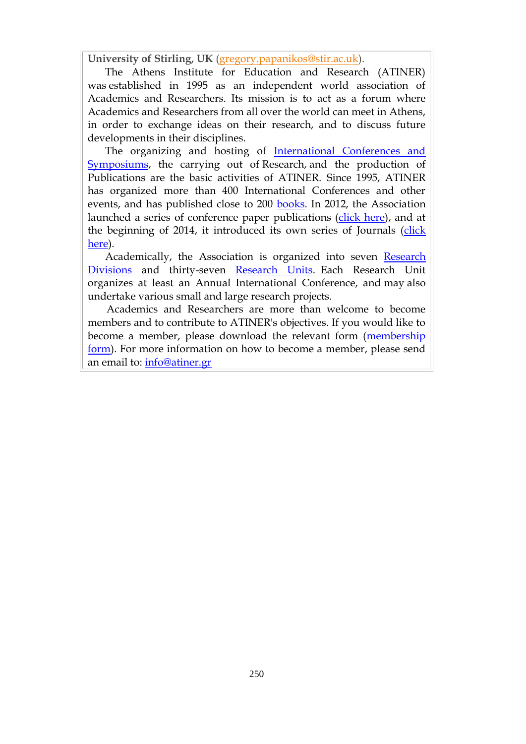**University of Stirling, UK** (gregory.papanikos@stir.ac.uk).

The Athens Institute for Education and Research (ATINER) was established in 1995 as an independent world association of Academics and Researchers. Its mission is to act as a forum where Academics and Researchers from all over the world can meet in Athens, in order to exchange ideas on their research, and to discuss future developments in their disciplines.

The organizing and hosting of International Conferences and Symposiums, the carrying out of Research, and the production of Publications are the basic activities of ATINER. Since 1995, ATINER has organized more than 400 International Conferences and other events, and has published close to 200 books. In 2012, the Association launched a series of conference paper publications (click here), and at the beginning of 2014, it introduced its own series of Journals (click here).

Academically, the Association is organized into seven Research Divisions and thirty-seven Research Units. Each Research Unit organizes at least an Annual International Conference, and may also undertake various small and large research projects.

Academics and Researchers are more than welcome to become members and to contribute to ATINER's objectives. If you would like to become a member, please download the relevant form (membership form). For more information on how to become a member, please send an email to: info@atiner.gr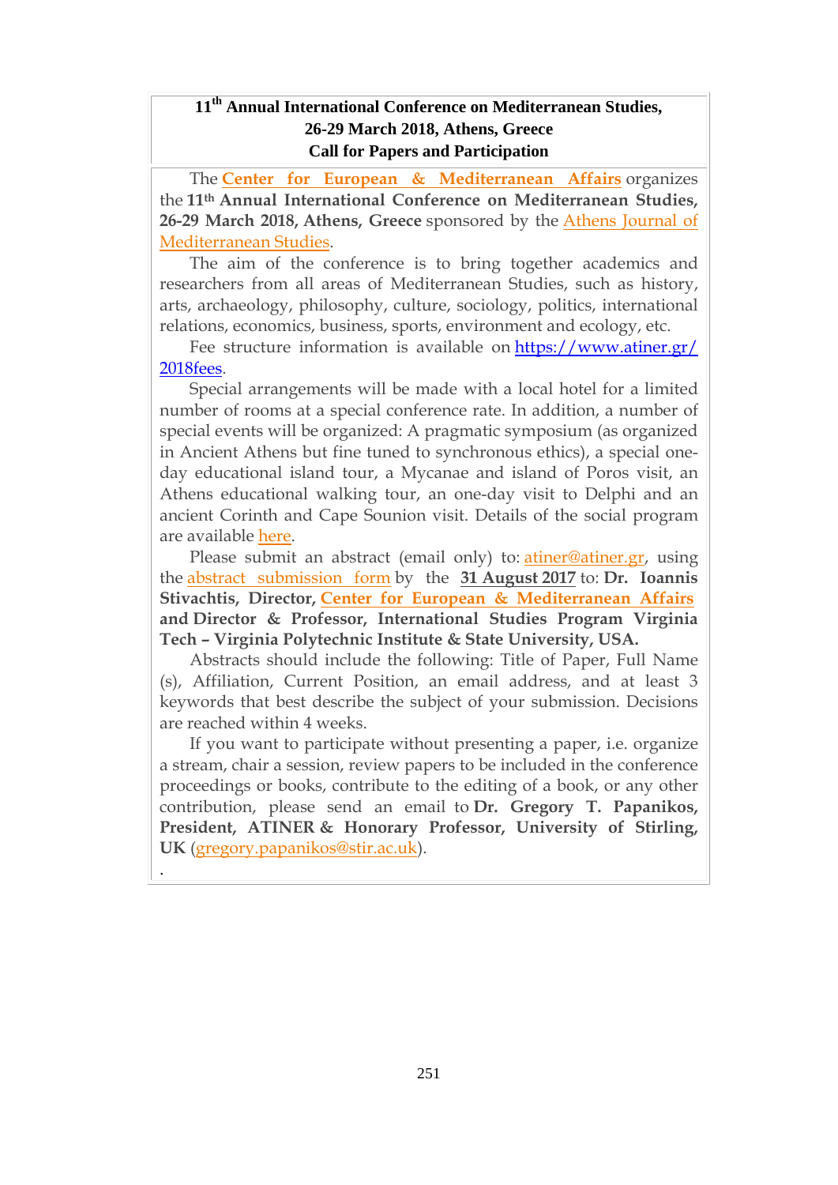## 11th Annual International Conference on Mediterranean Studies, 26-29 March 2018, Athens, Greece
## Call for Papers and Participation

The **Center for European & Mediterranean Affairs** organizes the **11th Annual International Conference on Mediterranean Studies, 26-29 March 2018, Athens, Greece** sponsored by the Athens Journal of Mediterranean Studies.

The aim of the conference is to bring together academics and researchers from all areas of Mediterranean Studies, such as history, arts, archaeology, philosophy, culture, sociology, politics, international relations, economics, business, sports, environment and ecology, etc.

Fee structure information is available on https://www.atiner.gr/2018fees.

Special arrangements will be made with a local hotel for a limited number of rooms at a special conference rate. In addition, a number of special events will be organized: A pragmatic symposium (as organized in Ancient Athens but fine tuned to synchronous ethics), a special one-day educational island tour, a Mycanae and island of Poros visit, an Athens educational walking tour, an one-day visit to Delphi and an ancient Corinth and Cape Sounion visit. Details of the social program are available here.

Please submit an abstract (email only) to: atiner@atiner.gr, using the abstract submission form by the 31 August 2017 to: **Dr. Ioannis Stivachtis, Director, Center for European & Mediterranean Affairs and Director & Professor, International Studies Program Virginia Tech – Virginia Polytechnic Institute & State University, USA.**

Abstracts should include the following: Title of Paper, Full Name (s), Affiliation, Current Position, an email address, and at least 3 keywords that best describe the subject of your submission. Decisions are reached within 4 weeks.

If you want to participate without presenting a paper, i.e. organize a stream, chair a session, review papers to be included in the conference proceedings or books, contribute to the editing of a book, or any other contribution, please send an email to **Dr. Gregory T. Papanikos, President, ATINER & Honorary Professor, University of Stirling, UK** (gregory.papanikos@stir.ac.uk).

.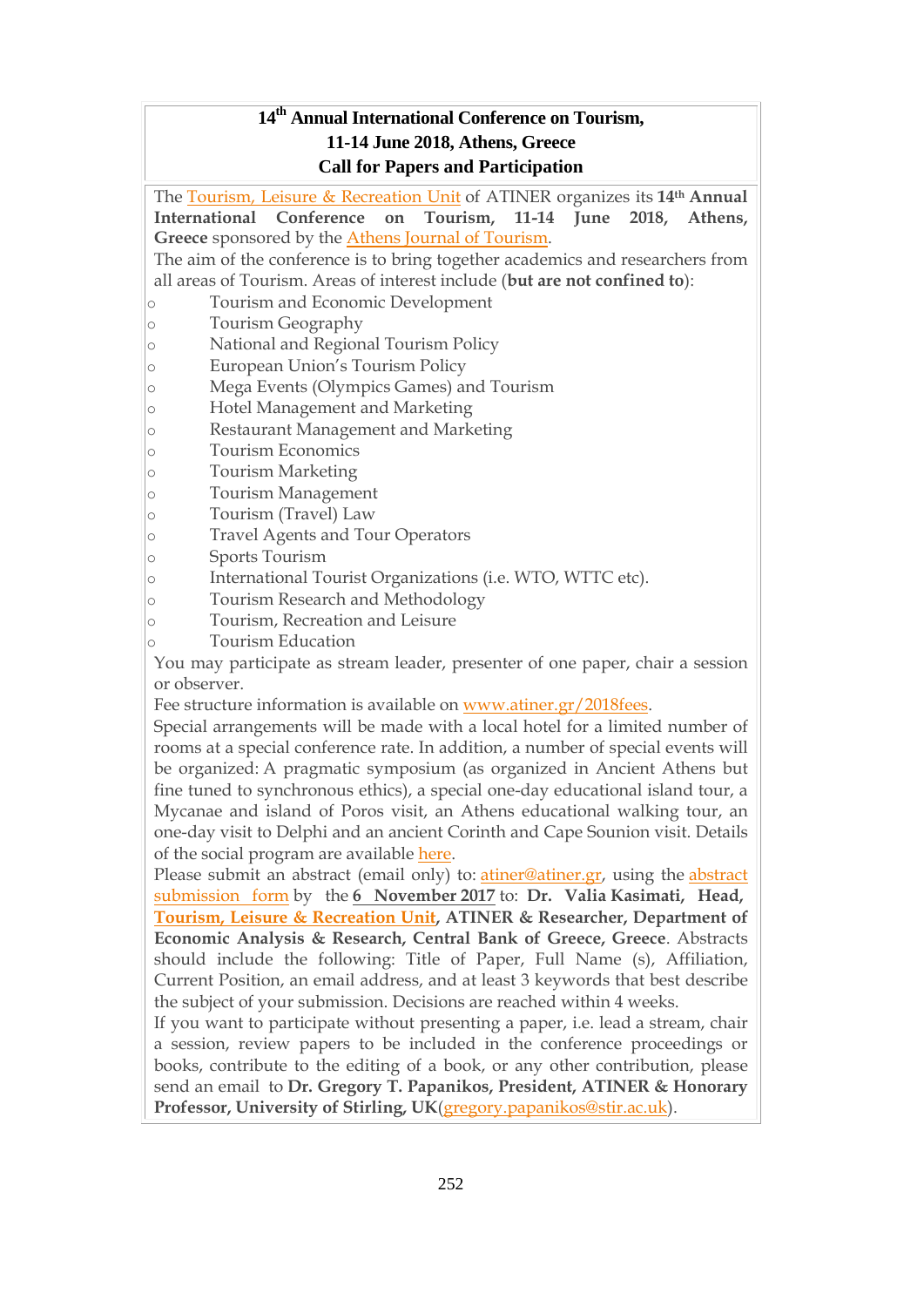**14th Annual International Conference on Tourism, 11-14 June 2018, Athens, Greece**
**Call for Papers and Participation**

The Tourism, Leisure & Recreation Unit of ATINER organizes its **14th Annual International Conference on Tourism, 11-14 June 2018, Athens, Greece** sponsored by the Athens Journal of Tourism.

The aim of the conference is to bring together academics and researchers from all areas of Tourism. Areas of interest include (**but are not confined to**):

- Tourism and Economic Development
- Tourism Geography
- National and Regional Tourism Policy
- European Union's Tourism Policy
- Mega Events (Olympics Games) and Tourism
- Hotel Management and Marketing
- Restaurant Management and Marketing
- Tourism Economics
- Tourism Marketing
- Tourism Management
- Tourism (Travel) Law
- Travel Agents and Tour Operators
- Sports Tourism
- International Tourist Organizations (i.e. WTO, WTTC etc).
- Tourism Research and Methodology
- Tourism, Recreation and Leisure
- Tourism Education

You may participate as stream leader, presenter of one paper, chair a session or observer.

Fee structure information is available on www.atiner.gr/2018fees.

Special arrangements will be made with a local hotel for a limited number of rooms at a special conference rate. In addition, a number of special events will be organized: A pragmatic symposium (as organized in Ancient Athens but fine tuned to synchronous ethics), a special one-day educational island tour, a Mycanae and island of Poros visit, an Athens educational walking tour, an one-day visit to Delphi and an ancient Corinth and Cape Sounion visit. Details of the social program are available here.

Please submit an abstract (email only) to: atiner@atiner.gr, using the abstract submission form by the **6 November 2017** to: **Dr. Valia Kasimati, Head, Tourism, Leisure & Recreation Unit, ATINER & Researcher, Department of Economic Analysis & Research, Central Bank of Greece, Greece**. Abstracts should include the following: Title of Paper, Full Name (s), Affiliation, Current Position, an email address, and at least 3 keywords that best describe the subject of your submission. Decisions are reached within 4 weeks.

If you want to participate without presenting a paper, i.e. lead a stream, chair a session, review papers to be included in the conference proceedings or books, contribute to the editing of a book, or any other contribution, please send an email to **Dr. Gregory T. Papanikos, President, ATINER & Honorary Professor, University of Stirling, UK**(gregory.papanikos@stir.ac.uk).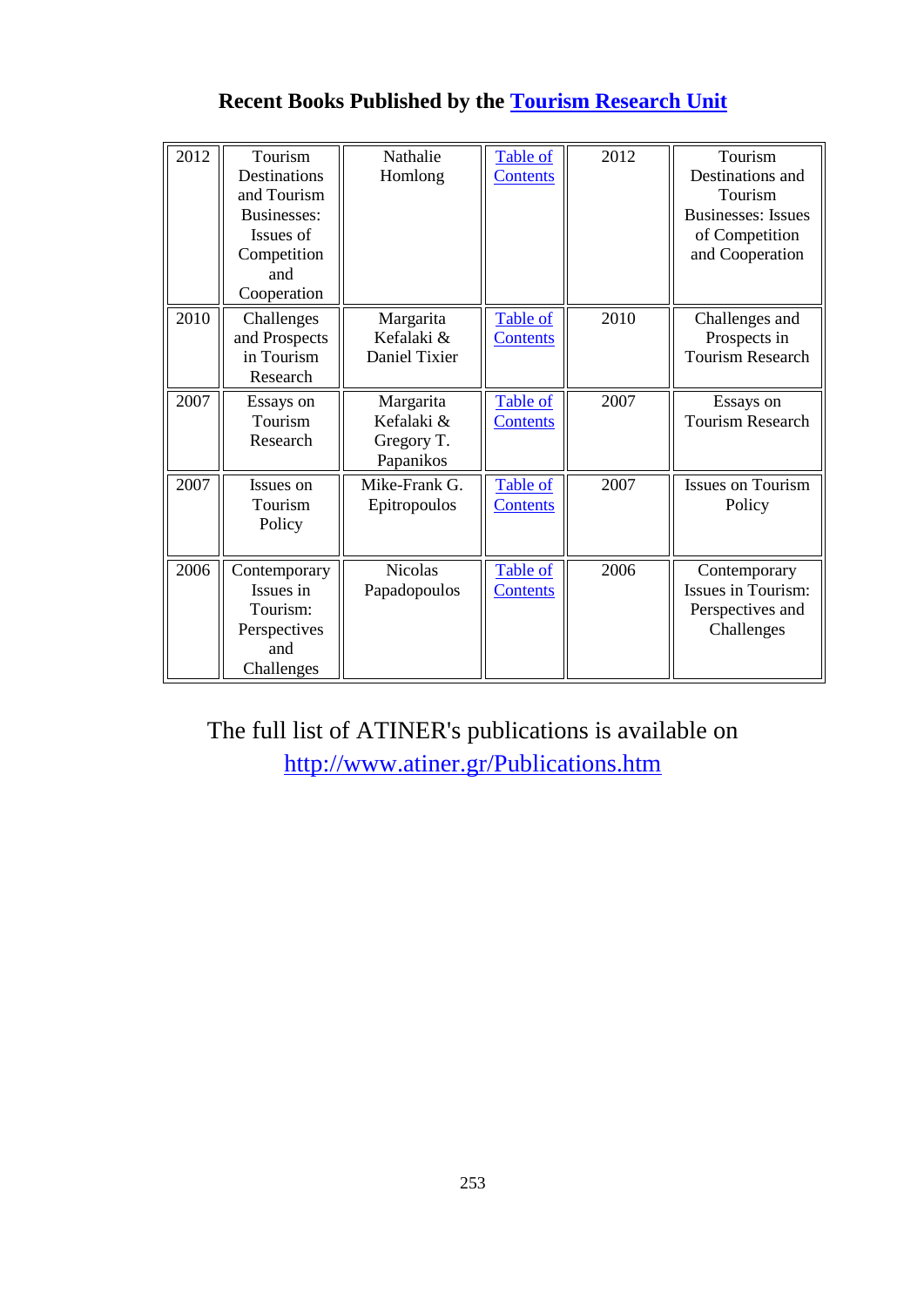## Recent Books Published by the Tourism Research Unit

| | | | | | |
|---|---|---|---|---|---|
| 2012 | Tourism Destinations and Tourism Businesses: Issues of Competition and Cooperation | Nathalie Homlong | Table of Contents | 2012 | Tourism Destinations and Tourism Businesses: Issues of Competition and Cooperation |
| 2010 | Challenges and Prospects in Tourism Research | Margarita Kefalaki & Daniel Tixier | Table of Contents | 2010 | Challenges and Prospects in Tourism Research |
| 2007 | Essays on Tourism Research | Margarita Kefalaki & Gregory T. Papanikos | Table of Contents | 2007 | Essays on Tourism Research |
| 2007 | Issues on Tourism Policy | Mike-Frank G. Epitropoulos | Table of Contents | 2007 | Issues on Tourism Policy |
| 2006 | Contemporary Issues in Tourism: Perspectives and Challenges | Nicolas Papadopoulos | Table of Contents | 2006 | Contemporary Issues in Tourism: Perspectives and Challenges |

The full list of ATINER's publications is available on http://www.atiner.gr/Publications.htm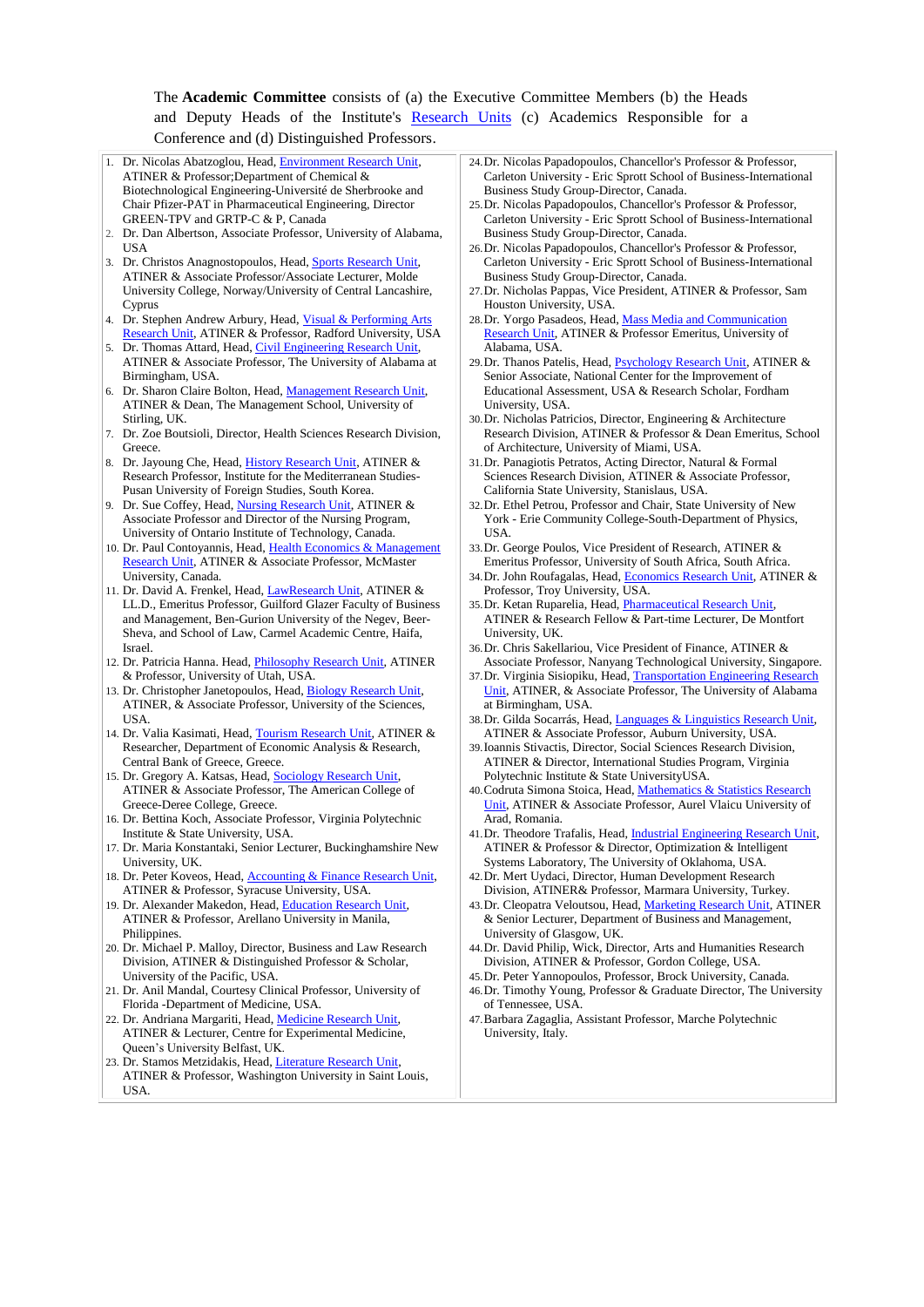The **Academic Committee** consists of (a) the Executive Committee Members (b) the Heads and Deputy Heads of the Institute's Research Units (c) Academics Responsible for a Conference and (d) Distinguished Professors.

1. Dr. Nicolas Abatzoglou, Head, Environment Research Unit, ATINER & Professor;Department of Chemical & Biotechnological Engineering-Université de Sherbrooke and Chair Pfizer-PAT in Pharmaceutical Engineering, Director GREEN-TPV and GRTP-C & P, Canada
2. Dr. Dan Albertson, Associate Professor, University of Alabama, USA
3. Dr. Christos Anagnostopoulos, Head, Sports Research Unit, ATINER & Associate Professor/Associate Lecturer, Molde University College, Norway/University of Central Lancashire, Cyprus
4. Dr. Stephen Andrew Arbury, Head, Visual & Performing Arts Research Unit, ATINER & Professor, Radford University, USA
5. Dr. Thomas Attard, Head, Civil Engineering Research Unit, ATINER & Associate Professor, The University of Alabama at Birmingham, USA.
6. Dr. Sharon Claire Bolton, Head, Management Research Unit, ATINER & Dean, The Management School, University of Stirling, UK.
7. Dr. Zoe Boutsioli, Director, Health Sciences Research Division, Greece.
8. Dr. Jayoung Che, Head, History Research Unit, ATINER & Research Professor, Institute for the Mediterranean Studies-Pusan University of Foreign Studies, South Korea.
9. Dr. Sue Coffey, Head, Nursing Research Unit, ATINER & Associate Professor and Director of the Nursing Program, University of Ontario Institute of Technology, Canada.
10. Dr. Paul Contoyannis, Head, Health Economics & Management Research Unit, ATINER & Associate Professor, McMaster University, Canada.
11. Dr. David A. Frenkel, Head, LawResearch Unit, ATINER & LL.D., Emeritus Professor, Guilford Glazer Faculty of Business and Management, Ben-Gurion University of the Negev, Beer-Sheva, and School of Law, Carmel Academic Centre, Haifa, Israel.
12. Dr. Patricia Hanna. Head, Philosophy Research Unit, ATINER & Professor, University of Utah, USA.
13. Dr. Christopher Janetopoulos, Head, Biology Research Unit, ATINER, & Associate Professor, University of the Sciences, USA.
14. Dr. Valia Kasimati, Head, Tourism Research Unit, ATINER & Researcher, Department of Economic Analysis & Research, Central Bank of Greece, Greece.
15. Dr. Gregory A. Katsas, Head, Sociology Research Unit, ATINER & Associate Professor, The American College of Greece-Deree College, Greece.
16. Dr. Bettina Koch, Associate Professor, Virginia Polytechnic Institute & State University, USA.
17. Dr. Maria Konstantaki, Senior Lecturer, Buckinghamshire New University, UK.
18. Dr. Peter Koveos, Head, Accounting & Finance Research Unit, ATINER & Professor, Syracuse University, USA.
19. Dr. Alexander Makedon, Head, Education Research Unit, ATINER & Professor, Arellano University in Manila, Philippines.
20. Dr. Michael P. Malloy, Director, Business and Law Research Division, ATINER & Distinguished Professor & Scholar, University of the Pacific, USA.
21. Dr. Anil Mandal, Courtesy Clinical Professor, University of Florida -Department of Medicine, USA.
22. Dr. Andriana Margariti, Head, Medicine Research Unit, ATINER & Lecturer, Centre for Experimental Medicine, Queen's University Belfast, UK.
23. Dr. Stamos Metzidakis, Head, Literature Research Unit, ATINER & Professor, Washington University in Saint Louis, USA.
24. Dr. Nicolas Papadopoulos, Chancellor's Professor & Professor, Carleton University - Eric Sprott School of Business-International Business Study Group-Director, Canada.
25. Dr. Nicolas Papadopoulos, Chancellor's Professor & Professor, Carleton University - Eric Sprott School of Business-International Business Study Group-Director, Canada.
26. Dr. Nicolas Papadopoulos, Chancellor's Professor & Professor, Carleton University - Eric Sprott School of Business-International Business Study Group-Director, Canada.
27. Dr. Nicholas Pappas, Vice President, ATINER & Professor, Sam Houston University, USA.
28. Dr. Yorgo Pasadeos, Head, Mass Media and Communication Research Unit, ATINER & Professor Emeritus, University of Alabama, USA.
29. Dr. Thanos Patelis, Head, Psychology Research Unit, ATINER & Senior Associate, National Center for the Improvement of Educational Assessment, USA & Research Scholar, Fordham University, USA.
30. Dr. Nicholas Patricios, Director, Engineering & Architecture Research Division, ATINER & Professor & Dean Emeritus, School of Architecture, University of Miami, USA.
31. Dr. Panagiotis Petratos, Acting Director, Natural & Formal Sciences Research Division, ATINER & Associate Professor, California State University, Stanislaus, USA.
32. Dr. Ethel Petrou, Professor and Chair, State University of New York - Erie Community College-South-Department of Physics, USA.
33. Dr. George Poulos, Vice President of Research, ATINER & Emeritus Professor, University of South Africa, South Africa.
34. Dr. John Roufagalas, Head, Economics Research Unit, ATINER & Professor, Troy University, USA.
35. Dr. Ketan Ruparelia, Head, Pharmaceutical Research Unit, ATINER & Research Fellow & Part-time Lecturer, De Montfort University, UK.
36. Dr. Chris Sakellariou, Vice President of Finance, ATINER & Associate Professor, Nanyang Technological University, Singapore.
37. Dr. Virginia Sisiopiku, Head, Transportation Engineering Research Unit, ATINER, & Associate Professor, The University of Alabama at Birmingham, USA.
38. Dr. Gilda Socarrás, Head, Languages & Linguistics Research Unit, ATINER & Associate Professor, Auburn University, USA.
39. Ioannis Stivactis, Director, Social Sciences Research Division, ATINER & Director, International Studies Program, Virginia Polytechnic Institute & State UniversityUSA.
40. Codruta Simona Stoica, Head, Mathematics & Statistics Research Unit, ATINER & Associate Professor, Aurel Vlaicu University of Arad, Romania.
41. Dr. Theodore Trafalis, Head, Industrial Engineering Research Unit, ATINER & Professor & Director, Optimization & Intelligent Systems Laboratory, The University of Oklahoma, USA.
42. Dr. Mert Uydaci, Director, Human Development Research Division, ATINER& Professor, Marmara University, Turkey.
43. Dr. Cleopatra Veloutsou, Head, Marketing Research Unit, ATINER & Senior Lecturer, Department of Business and Management, University of Glasgow, UK.
44. Dr. David Philip, Wick, Director, Arts and Humanities Research Division, ATINER & Professor, Gordon College, USA.
45. Dr. Peter Yannopoulos, Professor, Brock University, Canada.
46. Dr. Timothy Young, Professor & Graduate Director, The University of Tennessee, USA.
47. Barbara Zagaglia, Assistant Professor, Marche Polytechnic University, Italy.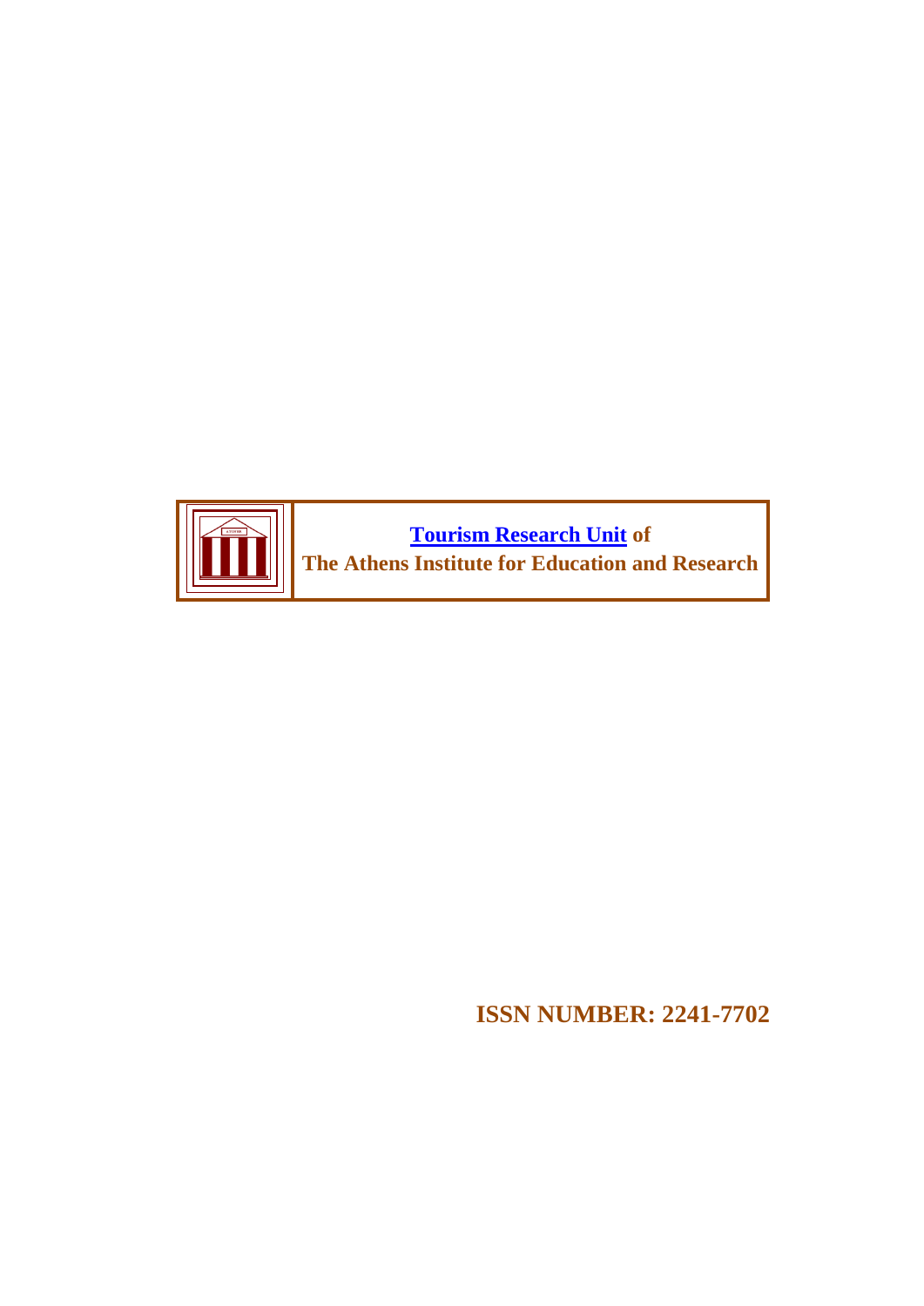[Tourism Research Unit]() of
The Athens Institute for Education and Research

**ISSN NUMBER: 2241-7702**